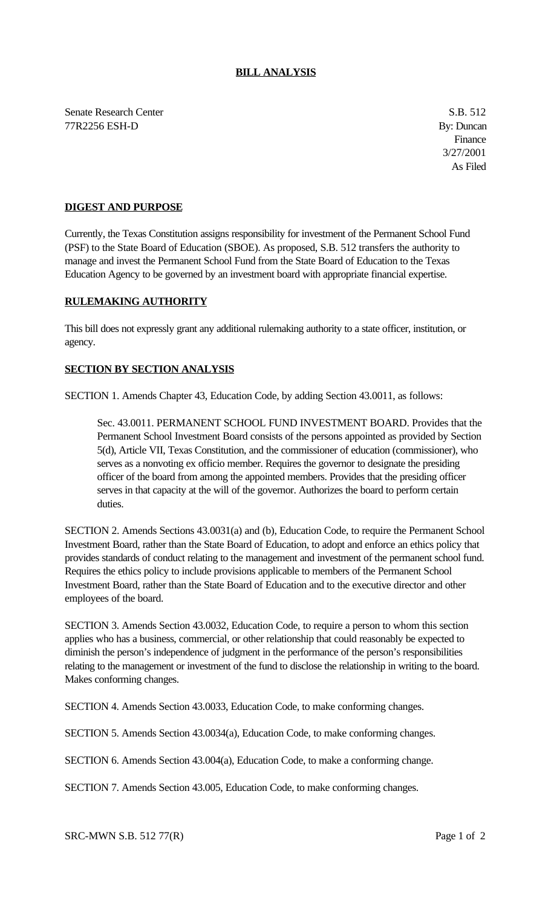**BILL ANALYSIS**

Senate Research Center
77R2256 ESH-D

S.B. 512
By: Duncan
Finance
3/27/2001
As Filed

**DIGEST AND PURPOSE**

Currently, the Texas Constitution assigns responsibility for investment of the Permanent School Fund (PSF) to the State Board of Education (SBOE). As proposed, S.B. 512 transfers the authority to manage and invest the Permanent School Fund from the State Board of Education to the Texas Education Agency to be governed by an investment board with appropriate financial expertise.

**RULEMAKING AUTHORITY**

This bill does not expressly grant any additional rulemaking authority to a state officer, institution, or agency.

**SECTION BY SECTION ANALYSIS**

SECTION 1. Amends Chapter 43, Education Code, by adding Section 43.0011, as follows:

> Sec. 43.0011. PERMANENT SCHOOL FUND INVESTMENT BOARD. Provides that the Permanent School Investment Board consists of the persons appointed as provided by Section 5(d), Article VII, Texas Constitution, and the commissioner of education (commissioner), who serves as a nonvoting ex officio member. Requires the governor to designate the presiding officer of the board from among the appointed members. Provides that the presiding officer serves in that capacity at the will of the governor. Authorizes the board to perform certain duties.

SECTION 2. Amends Sections 43.0031(a) and (b), Education Code, to require the Permanent School Investment Board, rather than the State Board of Education, to adopt and enforce an ethics policy that provides standards of conduct relating to the management and investment of the permanent school fund. Requires the ethics policy to include provisions applicable to members of the Permanent School Investment Board, rather than the State Board of Education and to the executive director and other employees of the board.

SECTION 3. Amends Section 43.0032, Education Code, to require a person to whom this section applies who has a business, commercial, or other relationship that could reasonably be expected to diminish the person's independence of judgment in the performance of the person's responsibilities relating to the management or investment of the fund to disclose the relationship in writing to the board. Makes conforming changes.

SECTION 4. Amends Section 43.0033, Education Code, to make conforming changes.

SECTION 5. Amends Section 43.0034(a), Education Code, to make conforming changes.

SECTION 6. Amends Section 43.004(a), Education Code, to make a conforming change.

SECTION 7. Amends Section 43.005, Education Code, to make conforming changes.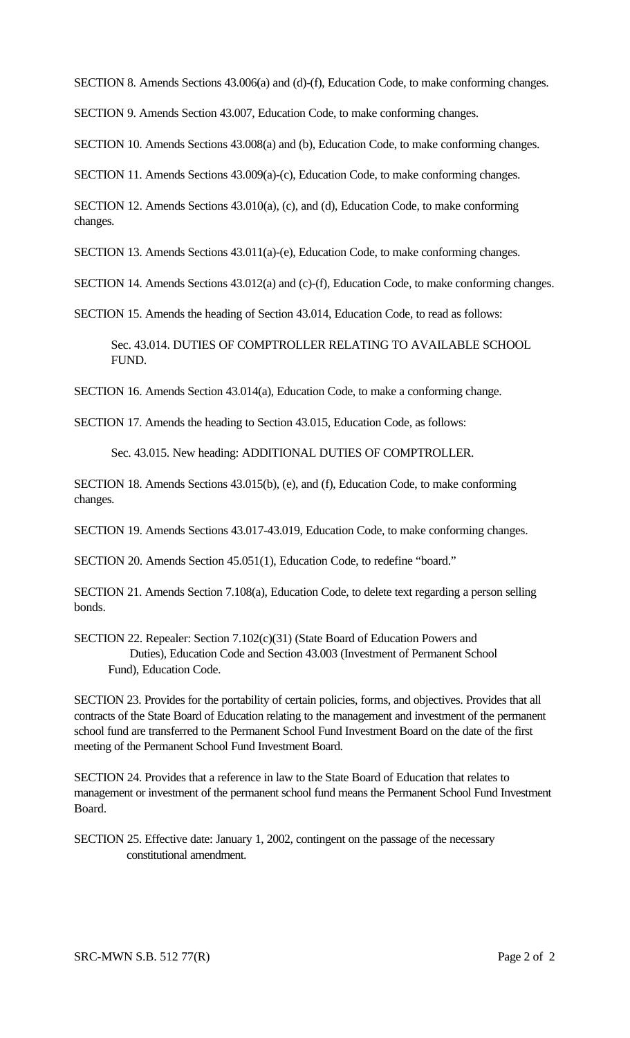SECTION 8. Amends Sections 43.006(a) and (d)-(f), Education Code, to make conforming changes.

SECTION 9. Amends Section 43.007, Education Code, to make conforming changes.

SECTION 10. Amends Sections 43.008(a) and (b), Education Code, to make conforming changes.

SECTION 11. Amends Sections 43.009(a)-(c), Education Code, to make conforming changes.

SECTION 12. Amends Sections 43.010(a), (c), and (d), Education Code, to make conforming changes.

SECTION 13. Amends Sections 43.011(a)-(e), Education Code, to make conforming changes.

SECTION 14. Amends Sections 43.012(a) and (c)-(f), Education Code, to make conforming changes.

SECTION 15. Amends the heading of Section 43.014, Education Code, to read as follows:

> Sec. 43.014. DUTIES OF COMPTROLLER RELATING TO AVAILABLE SCHOOL FUND.

SECTION 16. Amends Section 43.014(a), Education Code, to make a conforming change.

SECTION 17. Amends the heading to Section 43.015, Education Code, as follows:

> Sec. 43.015. New heading: ADDITIONAL DUTIES OF COMPTROLLER.

SECTION 18. Amends Sections 43.015(b), (e), and (f), Education Code, to make conforming changes.

SECTION 19. Amends Sections 43.017-43.019, Education Code, to make conforming changes.

SECTION 20. Amends Section 45.051(1), Education Code, to redefine "board."

SECTION 21. Amends Section 7.108(a), Education Code, to delete text regarding a person selling bonds.

SECTION 22. Repealer: Section 7.102(c)(31) (State Board of Education Powers and Duties), Education Code and Section 43.003 (Investment of Permanent School Fund), Education Code.

SECTION 23. Provides for the portability of certain policies, forms, and objectives. Provides that all contracts of the State Board of Education relating to the management and investment of the permanent school fund are transferred to the Permanent School Fund Investment Board on the date of the first meeting of the Permanent School Fund Investment Board.

SECTION 24. Provides that a reference in law to the State Board of Education that relates to management or investment of the permanent school fund means the Permanent School Fund Investment Board.

SECTION 25. Effective date: January 1, 2002, contingent on the passage of the necessary constitutional amendment.